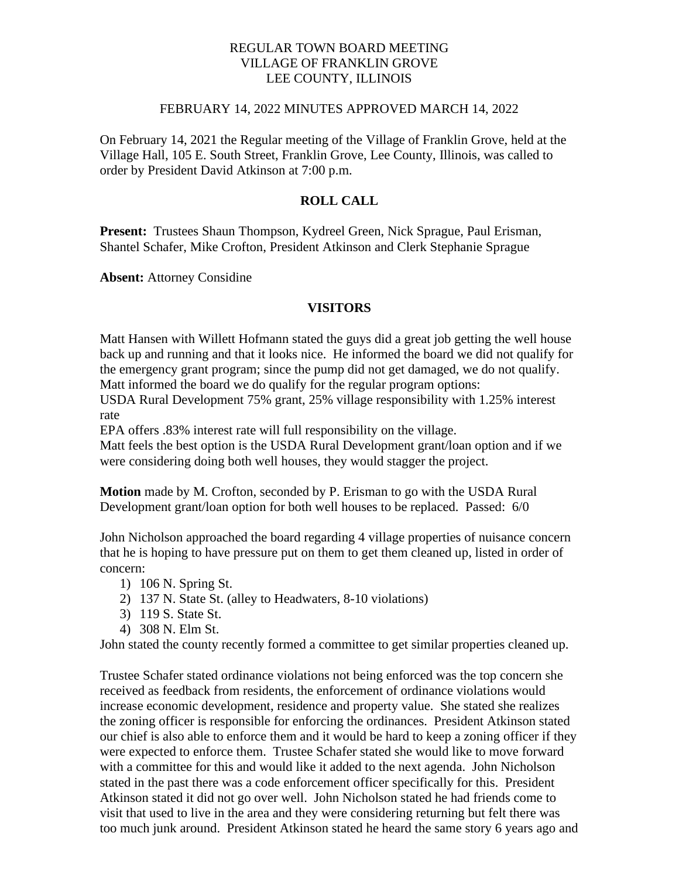REGULAR TOWN BOARD MEETING
VILLAGE OF FRANKLIN GROVE
LEE COUNTY, ILLINOIS

FEBRUARY 14, 2022 MINUTES APPROVED MARCH 14, 2022

On February 14, 2021 the Regular meeting of the Village of Franklin Grove, held at the Village Hall, 105 E. South Street, Franklin Grove, Lee County, Illinois, was called to order by President David Atkinson at 7:00 p.m.

## ROLL CALL

**Present:** Trustees Shaun Thompson, Kydreel Green, Nick Sprague, Paul Erisman, Shantel Schafer, Mike Crofton, President Atkinson and Clerk Stephanie Sprague

**Absent:** Attorney Considine

## VISITORS

Matt Hansen with Willett Hofmann stated the guys did a great job getting the well house back up and running and that it looks nice. He informed the board we did not qualify for the emergency grant program; since the pump did not get damaged, we do not qualify. Matt informed the board we do qualify for the regular program options:
USDA Rural Development 75% grant, 25% village responsibility with 1.25% interest rate
EPA offers .83% interest rate will full responsibility on the village.
Matt feels the best option is the USDA Rural Development grant/loan option and if we were considering doing both well houses, they would stagger the project.

**Motion** made by M. Crofton, seconded by P. Erisman to go with the USDA Rural Development grant/loan option for both well houses to be replaced. Passed: 6/0

John Nicholson approached the board regarding 4 village properties of nuisance concern that he is hoping to have pressure put on them to get them cleaned up, listed in order of concern:

1) 106 N. Spring St.
2) 137 N. State St. (alley to Headwaters, 8-10 violations)
3) 119 S. State St.
4) 308 N. Elm St.

John stated the county recently formed a committee to get similar properties cleaned up.

Trustee Schafer stated ordinance violations not being enforced was the top concern she received as feedback from residents, the enforcement of ordinance violations would increase economic development, residence and property value. She stated she realizes the zoning officer is responsible for enforcing the ordinances. President Atkinson stated our chief is also able to enforce them and it would be hard to keep a zoning officer if they were expected to enforce them. Trustee Schafer stated she would like to move forward with a committee for this and would like it added to the next agenda. John Nicholson stated in the past there was a code enforcement officer specifically for this. President Atkinson stated it did not go over well. John Nicholson stated he had friends come to visit that used to live in the area and they were considering returning but felt there was too much junk around. President Atkinson stated he heard the same story 6 years ago and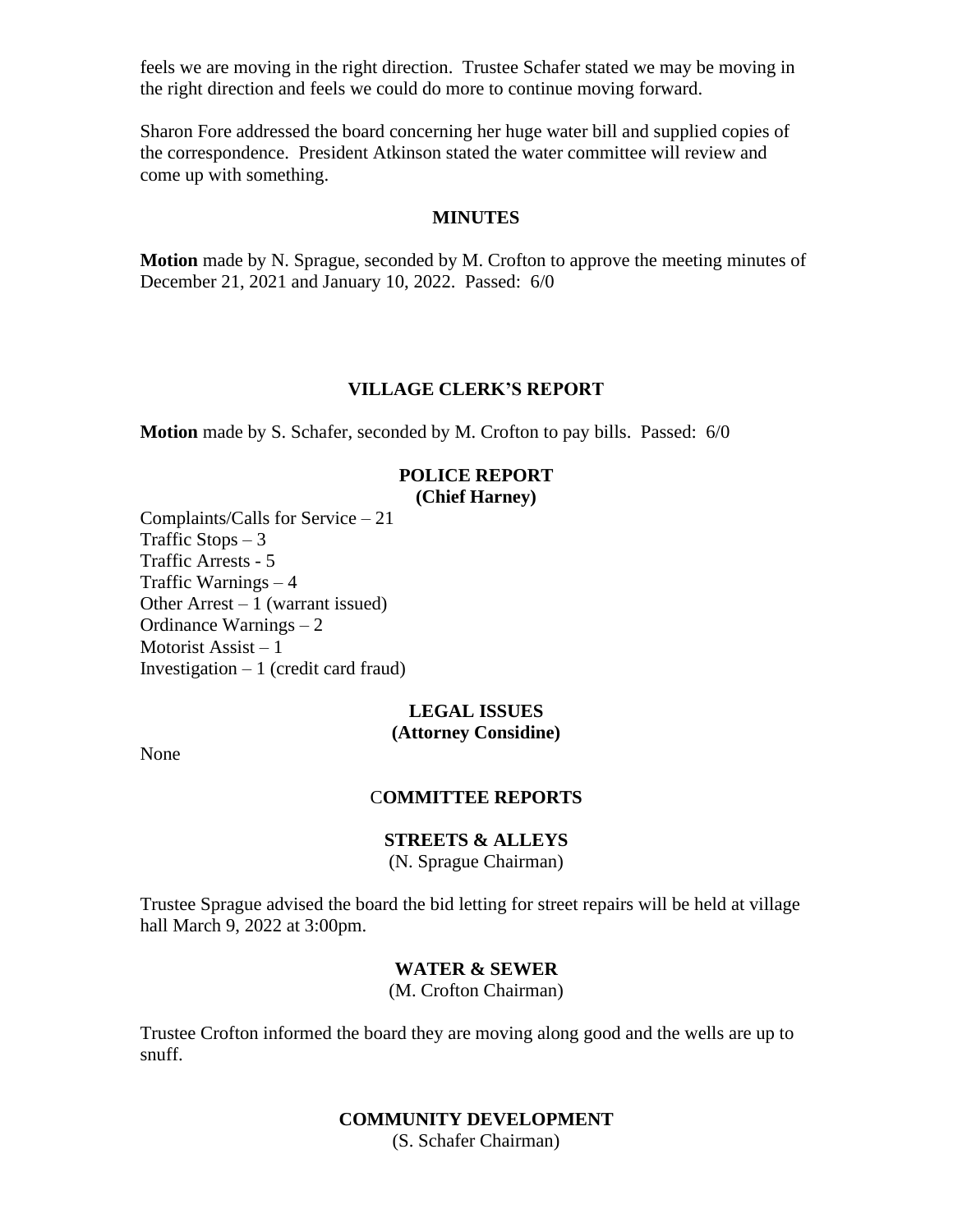feels we are moving in the right direction. Trustee Schafer stated we may be moving in the right direction and feels we could do more to continue moving forward.

Sharon Fore addressed the board concerning her huge water bill and supplied copies of the correspondence. President Atkinson stated the water committee will review and come up with something.

## MINUTES

**Motion** made by N. Sprague, seconded by M. Crofton to approve the meeting minutes of December 21, 2021 and January 10, 2022. Passed: 6/0

## VILLAGE CLERK'S REPORT

**Motion** made by S. Schafer, seconded by M. Crofton to pay bills. Passed: 6/0

## POLICE REPORT
**(Chief Harney)**

Complaints/Calls for Service – 21
Traffic Stops – 3
Traffic Arrests - 5
Traffic Warnings – 4
Other Arrest – 1 (warrant issued)
Ordinance Warnings – 2
Motorist Assist – 1
Investigation – 1 (credit card fraud)

## LEGAL ISSUES
**(Attorney Considine)**

None

## COMMITTEE REPORTS

### STREETS & ALLEYS
(N. Sprague Chairman)

Trustee Sprague advised the board the bid letting for street repairs will be held at village hall March 9, 2022 at 3:00pm.

### WATER & SEWER
(M. Crofton Chairman)

Trustee Crofton informed the board they are moving along good and the wells are up to snuff.

### COMMUNITY DEVELOPMENT
(S. Schafer Chairman)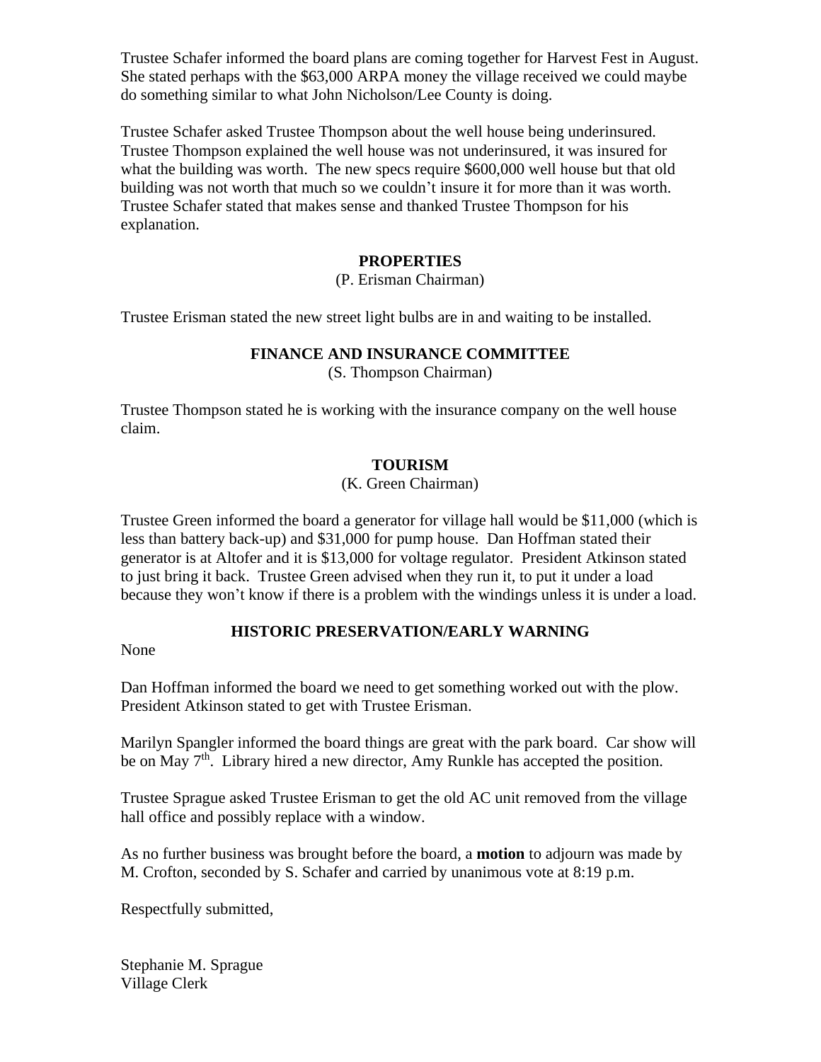Trustee Schafer informed the board plans are coming together for Harvest Fest in August. She stated perhaps with the $63,000 ARPA money the village received we could maybe do something similar to what John Nicholson/Lee County is doing.

Trustee Schafer asked Trustee Thompson about the well house being underinsured. Trustee Thompson explained the well house was not underinsured, it was insured for what the building was worth. The new specs require $600,000 well house but that old building was not worth that much so we couldn't insure it for more than it was worth. Trustee Schafer stated that makes sense and thanked Trustee Thompson for his explanation.

**PROPERTIES**
(P. Erisman Chairman)

Trustee Erisman stated the new street light bulbs are in and waiting to be installed.

**FINANCE AND INSURANCE COMMITTEE**
(S. Thompson Chairman)

Trustee Thompson stated he is working with the insurance company on the well house claim.

**TOURISM**
(K. Green Chairman)

Trustee Green informed the board a generator for village hall would be $11,000 (which is less than battery back-up) and $31,000 for pump house. Dan Hoffman stated their generator is at Altofer and it is $13,000 for voltage regulator. President Atkinson stated to just bring it back. Trustee Green advised when they run it, to put it under a load because they won't know if there is a problem with the windings unless it is under a load.

**HISTORIC PRESERVATION/EARLY WARNING**

None

Dan Hoffman informed the board we need to get something worked out with the plow. President Atkinson stated to get with Trustee Erisman.

Marilyn Spangler informed the board things are great with the park board. Car show will be on May 7th. Library hired a new director, Amy Runkle has accepted the position.

Trustee Sprague asked Trustee Erisman to get the old AC unit removed from the village hall office and possibly replace with a window.

As no further business was brought before the board, a **motion** to adjourn was made by M. Crofton, seconded by S. Schafer and carried by unanimous vote at 8:19 p.m.

Respectfully submitted,

Stephanie M. Sprague
Village Clerk